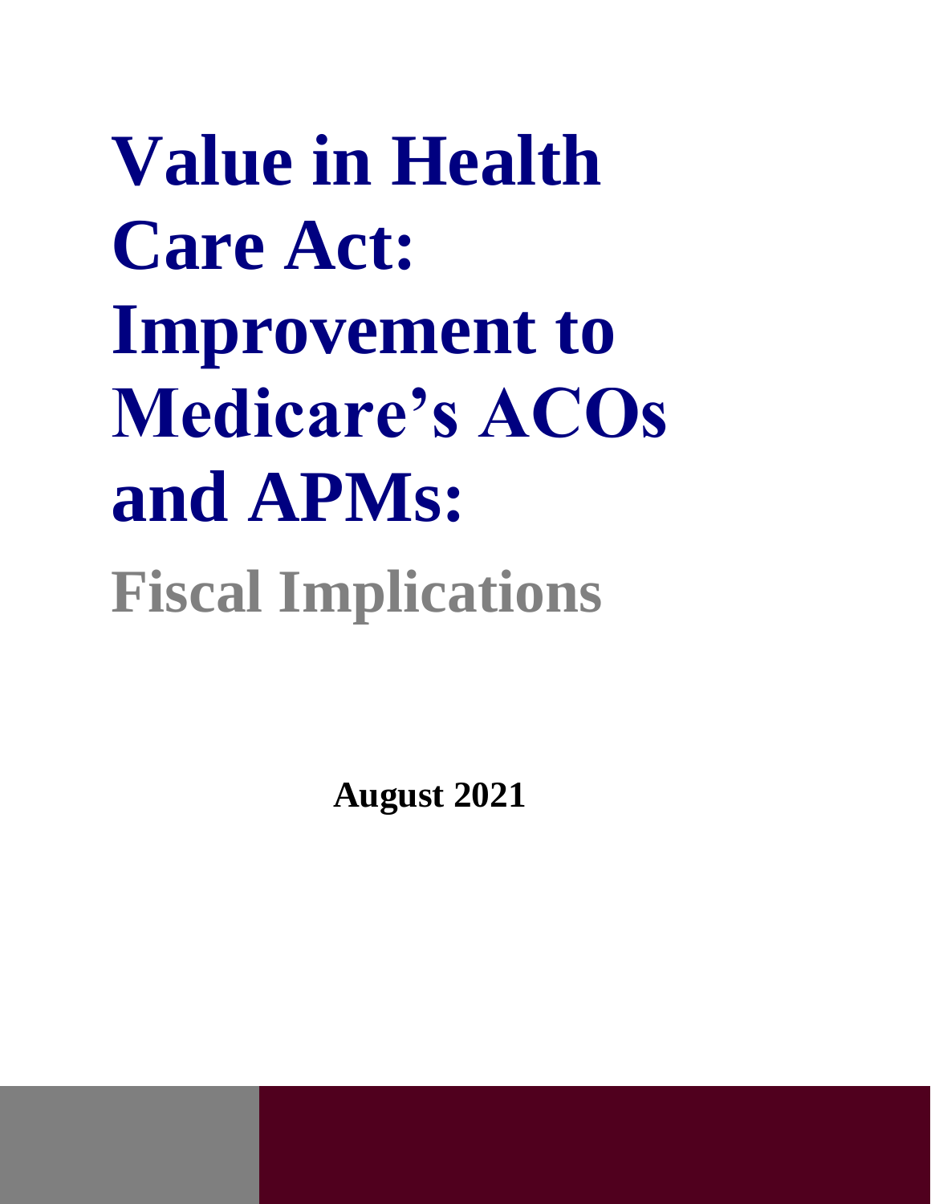# Value in Health Care Act: Improvement to Medicare's ACOs and APMs:

## Fiscal Implications

**August 2021**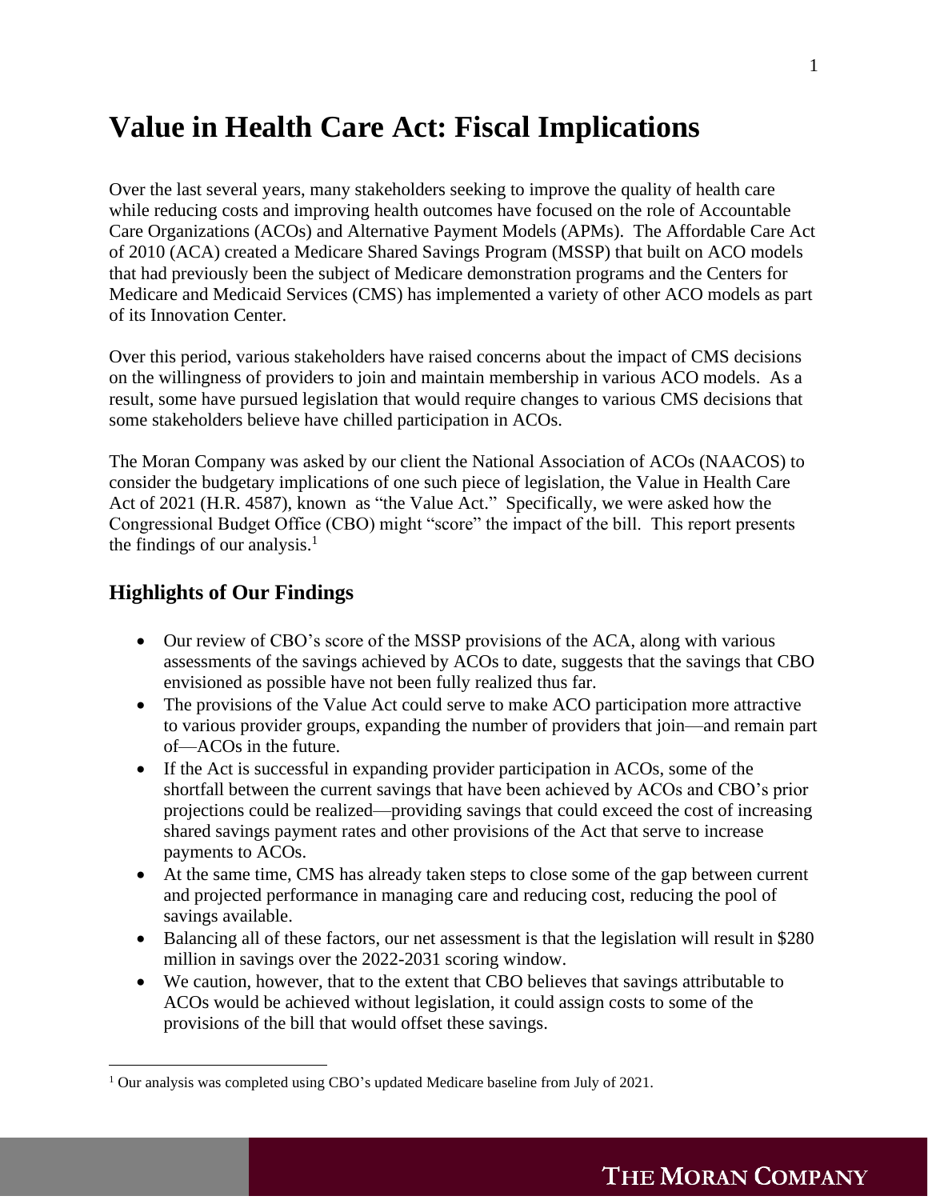# Value in Health Care Act: Fiscal Implications

Over the last several years, many stakeholders seeking to improve the quality of health care while reducing costs and improving health outcomes have focused on the role of Accountable Care Organizations (ACOs) and Alternative Payment Models (APMs). The Affordable Care Act of 2010 (ACA) created a Medicare Shared Savings Program (MSSP) that built on ACO models that had previously been the subject of Medicare demonstration programs and the Centers for Medicare and Medicaid Services (CMS) has implemented a variety of other ACO models as part of its Innovation Center.

Over this period, various stakeholders have raised concerns about the impact of CMS decisions on the willingness of providers to join and maintain membership in various ACO models. As a result, some have pursued legislation that would require changes to various CMS decisions that some stakeholders believe have chilled participation in ACOs.

The Moran Company was asked by our client the National Association of ACOs (NAACOS) to consider the budgetary implications of one such piece of legislation, the Value in Health Care Act of 2021 (H.R. 4587), known as "the Value Act." Specifically, we were asked how the Congressional Budget Office (CBO) might "score" the impact of the bill. This report presents the findings of our analysis.[1]

## Highlights of Our Findings

- Our review of CBO's score of the MSSP provisions of the ACA, along with various assessments of the savings achieved by ACOs to date, suggests that the savings that CBO envisioned as possible have not been fully realized thus far.
- The provisions of the Value Act could serve to make ACO participation more attractive to various provider groups, expanding the number of providers that join—and remain part of—ACOs in the future.
- If the Act is successful in expanding provider participation in ACOs, some of the shortfall between the current savings that have been achieved by ACOs and CBO's prior projections could be realized—providing savings that could exceed the cost of increasing shared savings payment rates and other provisions of the Act that serve to increase payments to ACOs.
- At the same time, CMS has already taken steps to close some of the gap between current and projected performance in managing care and reducing cost, reducing the pool of savings available.
- Balancing all of these factors, our net assessment is that the legislation will result in $280 million in savings over the 2022-2031 scoring window.
- We caution, however, that to the extent that CBO believes that savings attributable to ACOs would be achieved without legislation, it could assign costs to some of the provisions of the bill that would offset these savings.

---

[1] Our analysis was completed using CBO's updated Medicare baseline from July of 2021.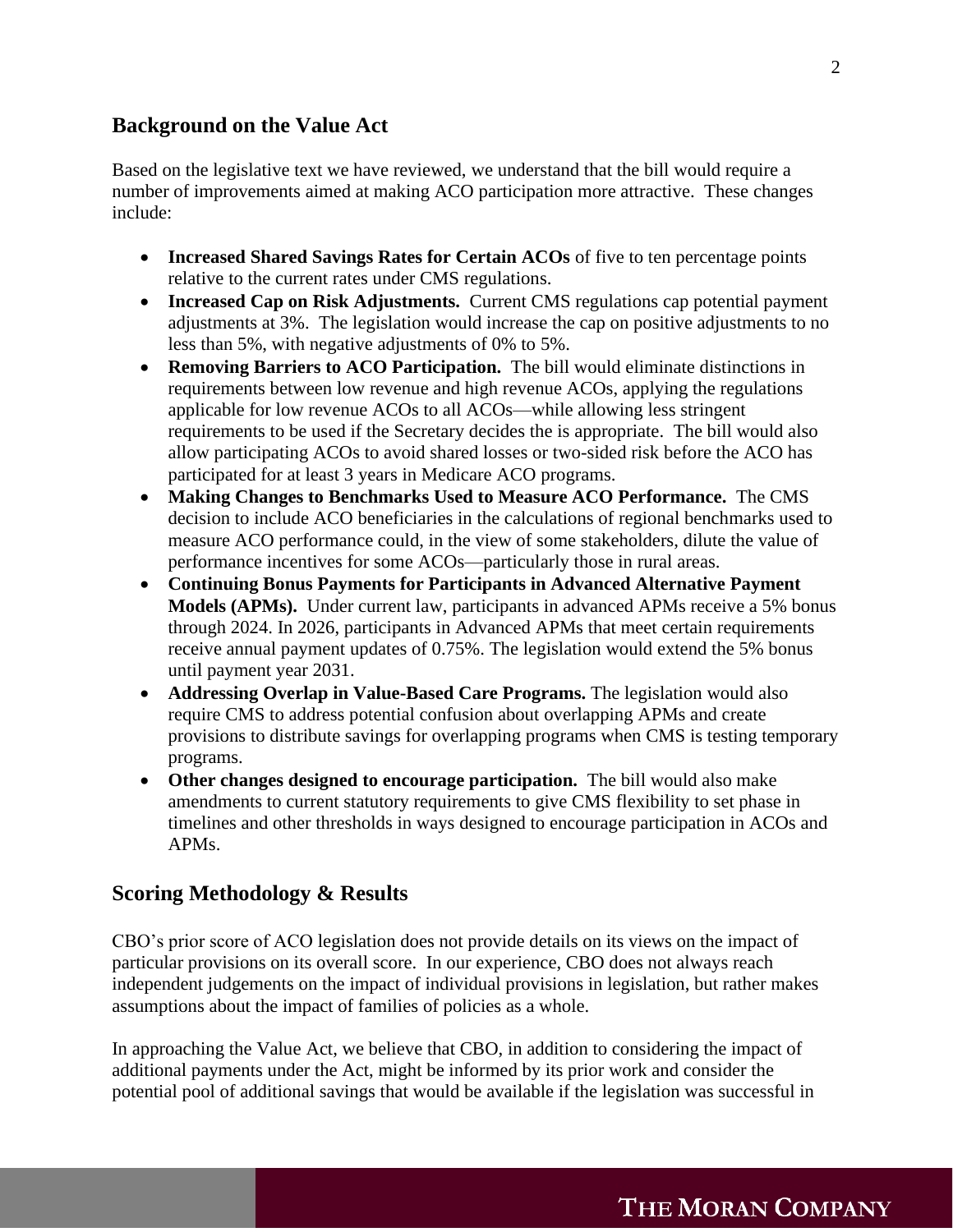## Background on the Value Act

Based on the legislative text we have reviewed, we understand that the bill would require a number of improvements aimed at making ACO participation more attractive. These changes include:

- **Increased Shared Savings Rates for Certain ACOs** of five to ten percentage points relative to the current rates under CMS regulations.
- **Increased Cap on Risk Adjustments.** Current CMS regulations cap potential payment adjustments at 3%. The legislation would increase the cap on positive adjustments to no less than 5%, with negative adjustments of 0% to 5%.
- **Removing Barriers to ACO Participation.** The bill would eliminate distinctions in requirements between low revenue and high revenue ACOs, applying the regulations applicable for low revenue ACOs to all ACOs—while allowing less stringent requirements to be used if the Secretary decides the is appropriate. The bill would also allow participating ACOs to avoid shared losses or two-sided risk before the ACO has participated for at least 3 years in Medicare ACO programs.
- **Making Changes to Benchmarks Used to Measure ACO Performance.** The CMS decision to include ACO beneficiaries in the calculations of regional benchmarks used to measure ACO performance could, in the view of some stakeholders, dilute the value of performance incentives for some ACOs—particularly those in rural areas.
- **Continuing Bonus Payments for Participants in Advanced Alternative Payment Models (APMs).** Under current law, participants in advanced APMs receive a 5% bonus through 2024. In 2026, participants in Advanced APMs that meet certain requirements receive annual payment updates of 0.75%. The legislation would extend the 5% bonus until payment year 2031.
- **Addressing Overlap in Value-Based Care Programs.** The legislation would also require CMS to address potential confusion about overlapping APMs and create provisions to distribute savings for overlapping programs when CMS is testing temporary programs.
- **Other changes designed to encourage participation.** The bill would also make amendments to current statutory requirements to give CMS flexibility to set phase in timelines and other thresholds in ways designed to encourage participation in ACOs and APMs.

## Scoring Methodology & Results

CBO's prior score of ACO legislation does not provide details on its views on the impact of particular provisions on its overall score. In our experience, CBO does not always reach independent judgements on the impact of individual provisions in legislation, but rather makes assumptions about the impact of families of policies as a whole.

In approaching the Value Act, we believe that CBO, in addition to considering the impact of additional payments under the Act, might be informed by its prior work and consider the potential pool of additional savings that would be available if the legislation was successful in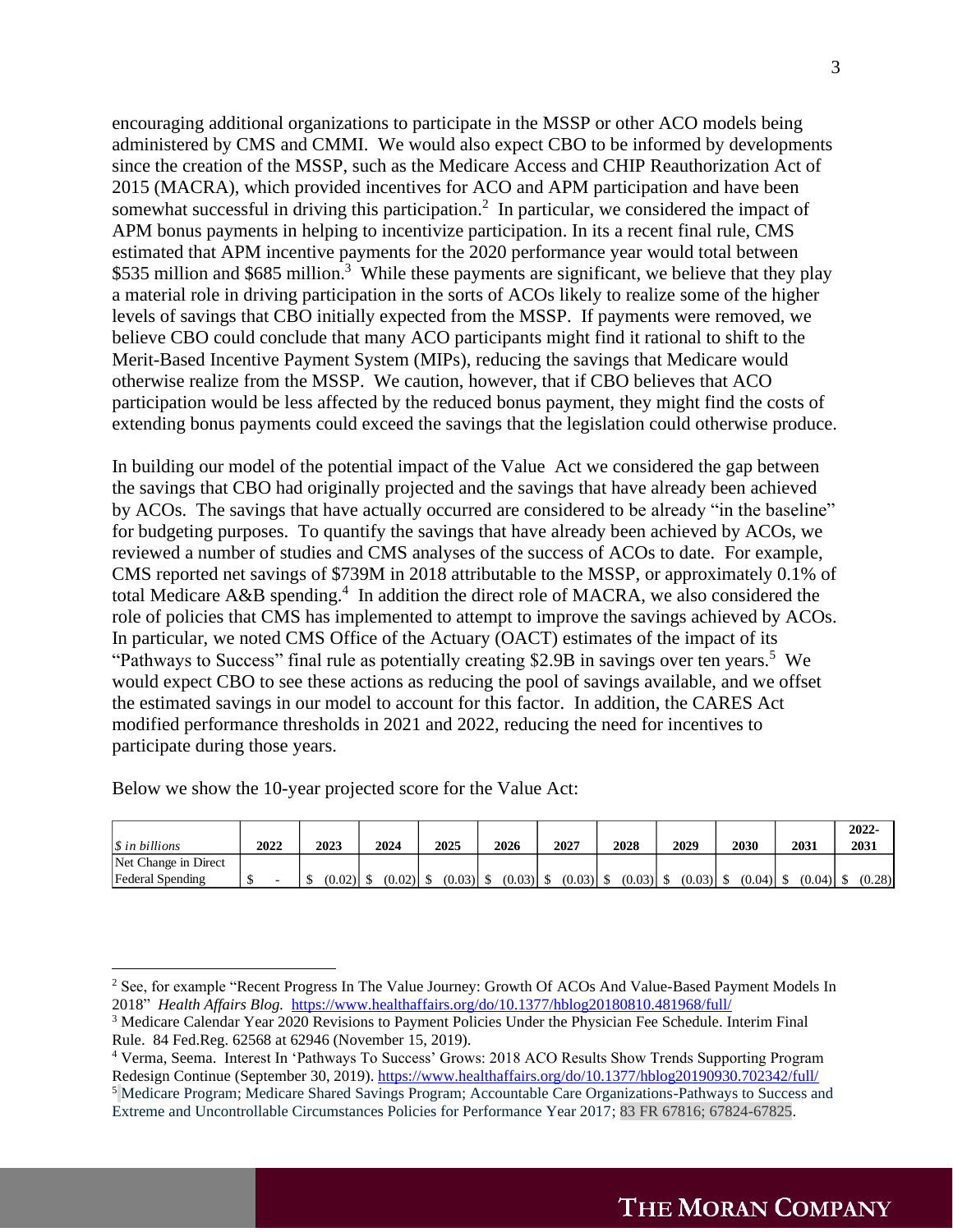encouraging additional organizations to participate in the MSSP or other ACO models being administered by CMS and CMMI. We would also expect CBO to be informed by developments since the creation of the MSSP, such as the Medicare Access and CHIP Reauthorization Act of 2015 (MACRA), which provided incentives for ACO and APM participation and have been somewhat successful in driving this participation.[2] In particular, we considered the impact of APM bonus payments in helping to incentivize participation. In its a recent final rule, CMS estimated that APM incentive payments for the 2020 performance year would total between \$535 million and \$685 million.[3] While these payments are significant, we believe that they play a material role in driving participation in the sorts of ACOs likely to realize some of the higher levels of savings that CBO initially expected from the MSSP. If payments were removed, we believe CBO could conclude that many ACO participants might find it rational to shift to the Merit-Based Incentive Payment System (MIPs), reducing the savings that Medicare would otherwise realize from the MSSP. We caution, however, that if CBO believes that ACO participation would be less affected by the reduced bonus payment, they might find the costs of extending bonus payments could exceed the savings that the legislation could otherwise produce.

In building our model of the potential impact of the Value Act we considered the gap between the savings that CBO had originally projected and the savings that have already been achieved by ACOs. The savings that have actually occurred are considered to be already "in the baseline" for budgeting purposes. To quantify the savings that have already been achieved by ACOs, we reviewed a number of studies and CMS analyses of the success of ACOs to date. For example, CMS reported net savings of \$739M in 2018 attributable to the MSSP, or approximately 0.1% of total Medicare A&B spending.[4] In addition the direct role of MACRA, we also considered the role of policies that CMS has implemented to attempt to improve the savings achieved by ACOs. In particular, we noted CMS Office of the Actuary (OACT) estimates of the impact of its "Pathways to Success" final rule as potentially creating \$2.9B in savings over ten years.[5] We would expect CBO to see these actions as reducing the pool of savings available, and we offset the estimated savings in our model to account for this factor. In addition, the CARES Act modified performance thresholds in 2021 and 2022, reducing the need for incentives to participate during those years.

Below we show the 10-year projected score for the Value Act:

| *\$ in billions* | 2022 | 2023 | 2024 | 2025 | 2026 | 2027 | 2028 | 2029 | 2030 | 2031 | 2022-2031 |
|---|---|---|---|---|---|---|---|---|---|---|---|
| Net Change in Direct Federal Spending | \$ - | \$ (0.02) | \$ (0.02) | \$ (0.03) | \$ (0.03) | \$ (0.03) | \$ (0.03) | \$ (0.03) | \$ (0.04) | \$ (0.04) | \$ (0.28) |

[2] See, for example "Recent Progress In The Value Journey: Growth Of ACOs And Value-Based Payment Models In 2018" *Health Affairs Blog.* https://www.healthaffairs.org/do/10.1377/hblog20180810.481968/full/

[3] Medicare Calendar Year 2020 Revisions to Payment Policies Under the Physician Fee Schedule. Interim Final Rule. 84 Fed.Reg. 62568 at 62946 (November 15, 2019).

[4] Verma, Seema. Interest In 'Pathways To Success' Grows: 2018 ACO Results Show Trends Supporting Program Redesign Continue (September 30, 2019). https://www.healthaffairs.org/do/10.1377/hblog20190930.702342/full/

[5] Medicare Program; Medicare Shared Savings Program; Accountable Care Organizations-Pathways to Success and Extreme and Uncontrollable Circumstances Policies for Performance Year 2017; 83 FR 67816; 67824-67825.